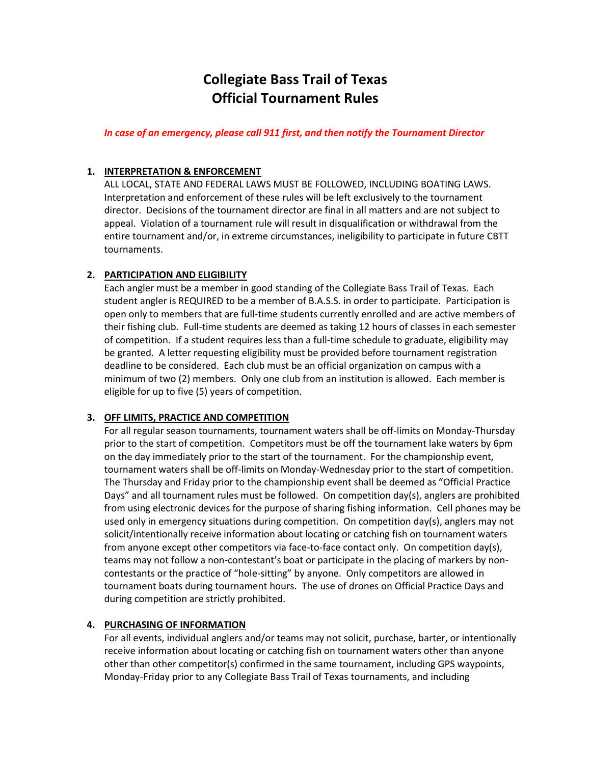# Collegiate Bass Trail of Texas
# Official Tournament Rules

***In case of an emergency, please call 911 first, and then notify the Tournament Director***

1. **INTERPRETATION & ENFORCEMENT**
   ALL LOCAL, STATE AND FEDERAL LAWS MUST BE FOLLOWED, INCLUDING BOATING LAWS. Interpretation and enforcement of these rules will be left exclusively to the tournament director. Decisions of the tournament director are final in all matters and are not subject to appeal. Violation of a tournament rule will result in disqualification or withdrawal from the entire tournament and/or, in extreme circumstances, ineligibility to participate in future CBTT tournaments.

2. **PARTICIPATION AND ELIGIBILITY**
   Each angler must be a member in good standing of the Collegiate Bass Trail of Texas. Each student angler is REQUIRED to be a member of B.A.S.S. in order to participate. Participation is open only to members that are full-time students currently enrolled and are active members of their fishing club. Full-time students are deemed as taking 12 hours of classes in each semester of competition. If a student requires less than a full-time schedule to graduate, eligibility may be granted. A letter requesting eligibility must be provided before tournament registration deadline to be considered. Each club must be an official organization on campus with a minimum of two (2) members. Only one club from an institution is allowed. Each member is eligible for up to five (5) years of competition.

3. **OFF LIMITS, PRACTICE AND COMPETITION**
   For all regular season tournaments, tournament waters shall be off-limits on Monday-Thursday prior to the start of competition. Competitors must be off the tournament lake waters by 6pm on the day immediately prior to the start of the tournament. For the championship event, tournament waters shall be off-limits on Monday-Wednesday prior to the start of competition. The Thursday and Friday prior to the championship event shall be deemed as "Official Practice Days" and all tournament rules must be followed. On competition day(s), anglers are prohibited from using electronic devices for the purpose of sharing fishing information. Cell phones may be used only in emergency situations during competition. On competition day(s), anglers may not solicit/intentionally receive information about locating or catching fish on tournament waters from anyone except other competitors via face-to-face contact only. On competition day(s), teams may not follow a non-contestant's boat or participate in the placing of markers by non-contestants or the practice of "hole-sitting" by anyone. Only competitors are allowed in tournament boats during tournament hours. The use of drones on Official Practice Days and during competition are strictly prohibited.

4. **PURCHASING OF INFORMATION**
   For all events, individual anglers and/or teams may not solicit, purchase, barter, or intentionally receive information about locating or catching fish on tournament waters other than anyone other than other competitor(s) confirmed in the same tournament, including GPS waypoints, Monday-Friday prior to any Collegiate Bass Trail of Texas tournaments, and including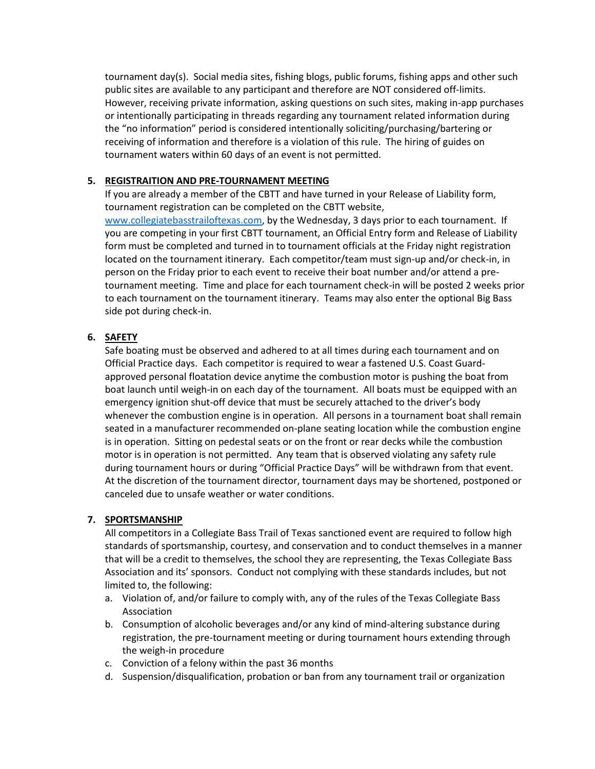tournament day(s). Social media sites, fishing blogs, public forums, fishing apps and other such public sites are available to any participant and therefore are NOT considered off-limits. However, receiving private information, asking questions on such sites, making in-app purchases or intentionally participating in threads regarding any tournament related information during the "no information" period is considered intentionally soliciting/purchasing/bartering or receiving of information and therefore is a violation of this rule. The hiring of guides on tournament waters within 60 days of an event is not permitted.

5. **REGISTRAITION AND PRE-TOURNAMENT MEETING**

   If you are already a member of the CBTT and have turned in your Release of Liability form, tournament registration can be completed on the CBTT website, [www.collegiatebasstrailoftexas.com](www.collegiatebasstrailoftexas.com), by the Wednesday, 3 days prior to each tournament. If you are competing in your first CBTT tournament, an Official Entry form and Release of Liability form must be completed and turned in to tournament officials at the Friday night registration located on the tournament itinerary. Each competitor/team must sign-up and/or check-in, in person on the Friday prior to each event to receive their boat number and/or attend a pre-tournament meeting. Time and place for each tournament check-in will be posted 2 weeks prior to each tournament on the tournament itinerary. Teams may also enter the optional Big Bass side pot during check-in.

6. **SAFETY**

   Safe boating must be observed and adhered to at all times during each tournament and on Official Practice days. Each competitor is required to wear a fastened U.S. Coast Guard-approved personal floatation device anytime the combustion motor is pushing the boat from boat launch until weigh-in on each day of the tournament. All boats must be equipped with an emergency ignition shut-off device that must be securely attached to the driver's body whenever the combustion engine is in operation. All persons in a tournament boat shall remain seated in a manufacturer recommended on-plane seating location while the combustion engine is in operation. Sitting on pedestal seats or on the front or rear decks while the combustion motor is in operation is not permitted. Any team that is observed violating any safety rule during tournament hours or during "Official Practice Days" will be withdrawn from that event. At the discretion of the tournament director, tournament days may be shortened, postponed or canceled due to unsafe weather or water conditions.

7. **SPORTSMANSHIP**

   All competitors in a Collegiate Bass Trail of Texas sanctioned event are required to follow high standards of sportsmanship, courtesy, and conservation and to conduct themselves in a manner that will be a credit to themselves, the school they are representing, the Texas Collegiate Bass Association and its' sponsors. Conduct not complying with these standards includes, but not limited to, the following:

   a. Violation of, and/or failure to comply with, any of the rules of the Texas Collegiate Bass Association
   b. Consumption of alcoholic beverages and/or any kind of mind-altering substance during registration, the pre-tournament meeting or during tournament hours extending through the weigh-in procedure
   c. Conviction of a felony within the past 36 months
   d. Suspension/disqualification, probation or ban from any tournament trail or organization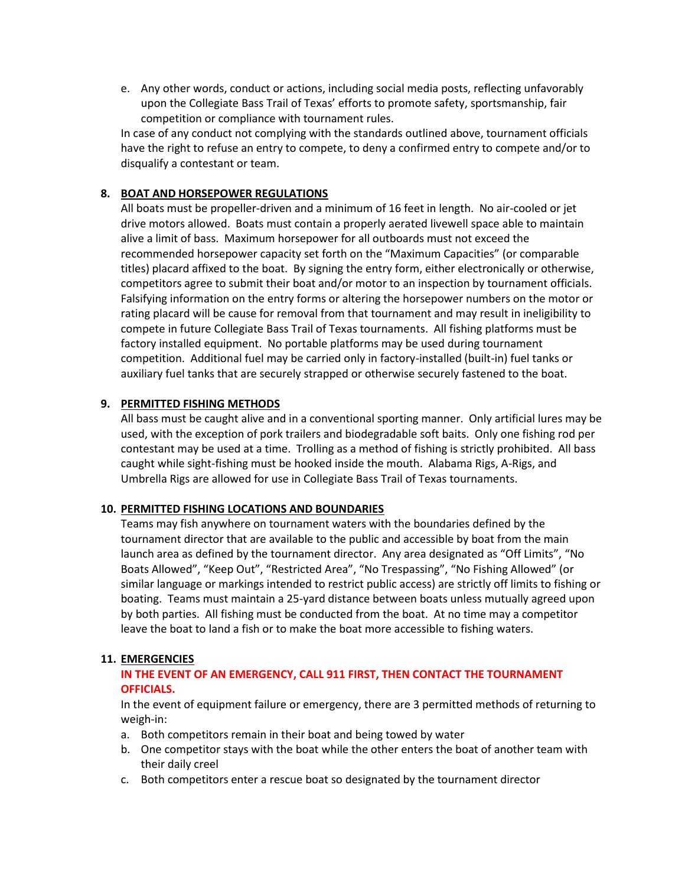e. Any other words, conduct or actions, including social media posts, reflecting unfavorably upon the Collegiate Bass Trail of Texas' efforts to promote safety, sportsmanship, fair competition or compliance with tournament rules.

In case of any conduct not complying with the standards outlined above, tournament officials have the right to refuse an entry to compete, to deny a confirmed entry to compete and/or to disqualify a contestant or team.

## 8. BOAT AND HORSEPOWER REGULATIONS

All boats must be propeller-driven and a minimum of 16 feet in length. No air-cooled or jet drive motors allowed. Boats must contain a properly aerated livewell space able to maintain alive a limit of bass. Maximum horsepower for all outboards must not exceed the recommended horsepower capacity set forth on the "Maximum Capacities" (or comparable titles) placard affixed to the boat. By signing the entry form, either electronically or otherwise, competitors agree to submit their boat and/or motor to an inspection by tournament officials. Falsifying information on the entry forms or altering the horsepower numbers on the motor or rating placard will be cause for removal from that tournament and may result in ineligibility to compete in future Collegiate Bass Trail of Texas tournaments. All fishing platforms must be factory installed equipment. No portable platforms may be used during tournament competition. Additional fuel may be carried only in factory-installed (built-in) fuel tanks or auxiliary fuel tanks that are securely strapped or otherwise securely fastened to the boat.

## 9. PERMITTED FISHING METHODS

All bass must be caught alive and in a conventional sporting manner. Only artificial lures may be used, with the exception of pork trailers and biodegradable soft baits. Only one fishing rod per contestant may be used at a time. Trolling as a method of fishing is strictly prohibited. All bass caught while sight-fishing must be hooked inside the mouth. Alabama Rigs, A-Rigs, and Umbrella Rigs are allowed for use in Collegiate Bass Trail of Texas tournaments.

## 10. PERMITTED FISHING LOCATIONS AND BOUNDARIES

Teams may fish anywhere on tournament waters with the boundaries defined by the tournament director that are available to the public and accessible by boat from the main launch area as defined by the tournament director. Any area designated as "Off Limits", "No Boats Allowed", "Keep Out", "Restricted Area", "No Trespassing", "No Fishing Allowed" (or similar language or markings intended to restrict public access) are strictly off limits to fishing or boating. Teams must maintain a 25-yard distance between boats unless mutually agreed upon by both parties. All fishing must be conducted from the boat. At no time may a competitor leave the boat to land a fish or to make the boat more accessible to fishing waters.

## 11. EMERGENCIES

**IN THE EVENT OF AN EMERGENCY, CALL 911 FIRST, THEN CONTACT THE TOURNAMENT OFFICIALS.**

In the event of equipment failure or emergency, there are 3 permitted methods of returning to weigh-in:

a. Both competitors remain in their boat and being towed by water

b. One competitor stays with the boat while the other enters the boat of another team with their daily creel

c. Both competitors enter a rescue boat so designated by the tournament director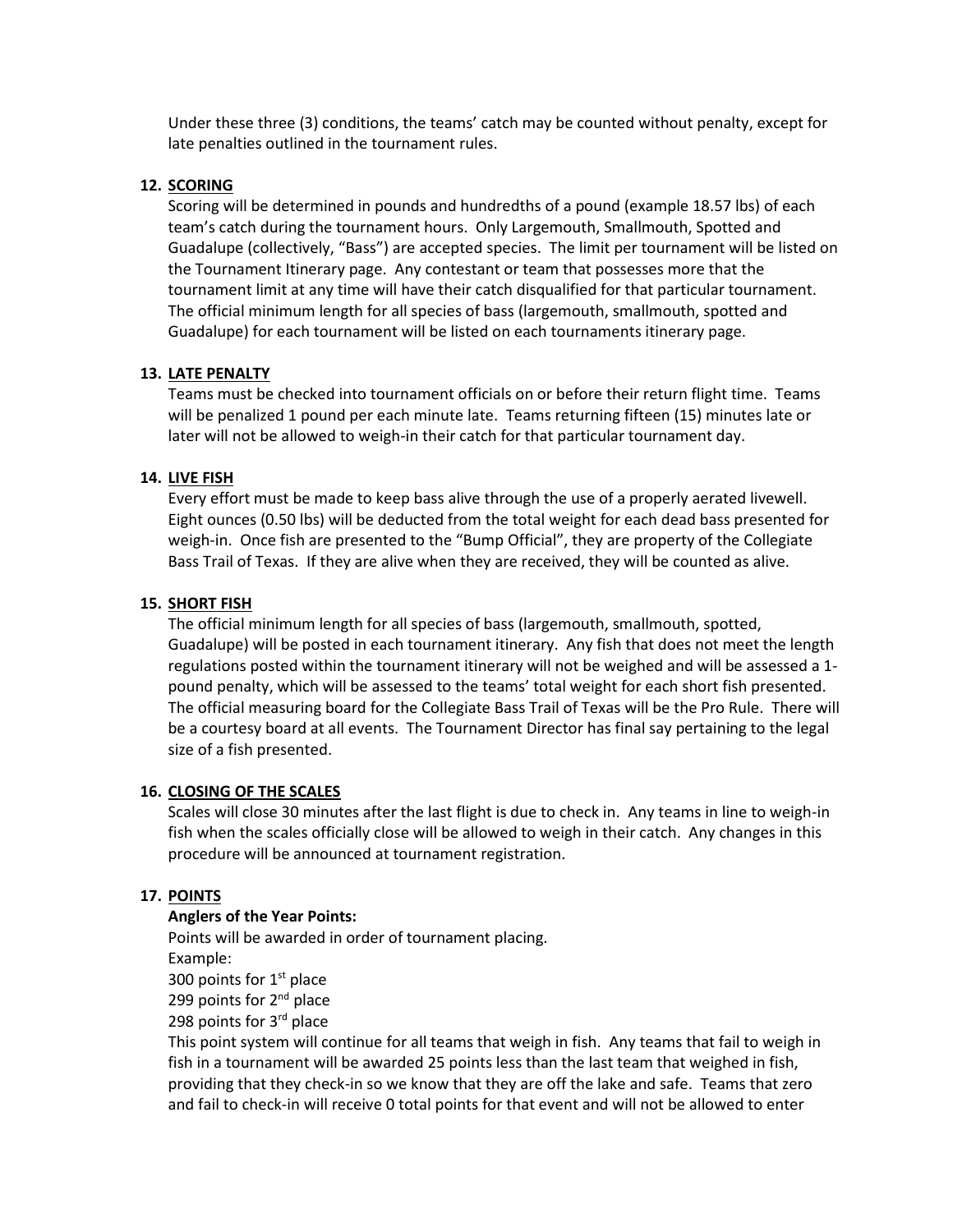Under these three (3) conditions, the teams' catch may be counted without penalty, except for late penalties outlined in the tournament rules.

**12. SCORING**

Scoring will be determined in pounds and hundredths of a pound (example 18.57 lbs) of each team's catch during the tournament hours. Only Largemouth, Smallmouth, Spotted and Guadalupe (collectively, "Bass") are accepted species. The limit per tournament will be listed on the Tournament Itinerary page. Any contestant or team that possesses more that the tournament limit at any time will have their catch disqualified for that particular tournament. The official minimum length for all species of bass (largemouth, smallmouth, spotted and Guadalupe) for each tournament will be listed on each tournaments itinerary page.

**13. LATE PENALTY**

Teams must be checked into tournament officials on or before their return flight time. Teams will be penalized 1 pound per each minute late. Teams returning fifteen (15) minutes late or later will not be allowed to weigh-in their catch for that particular tournament day.

**14. LIVE FISH**

Every effort must be made to keep bass alive through the use of a properly aerated livewell. Eight ounces (0.50 lbs) will be deducted from the total weight for each dead bass presented for weigh-in. Once fish are presented to the "Bump Official", they are property of the Collegiate Bass Trail of Texas. If they are alive when they are received, they will be counted as alive.

**15. SHORT FISH**

The official minimum length for all species of bass (largemouth, smallmouth, spotted, Guadalupe) will be posted in each tournament itinerary. Any fish that does not meet the length regulations posted within the tournament itinerary will not be weighed and will be assessed a 1-pound penalty, which will be assessed to the teams' total weight for each short fish presented. The official measuring board for the Collegiate Bass Trail of Texas will be the Pro Rule. There will be a courtesy board at all events. The Tournament Director has final say pertaining to the legal size of a fish presented.

**16. CLOSING OF THE SCALES**

Scales will close 30 minutes after the last flight is due to check in. Any teams in line to weigh-in fish when the scales officially close will be allowed to weigh in their catch. Any changes in this procedure will be announced at tournament registration.

**17. POINTS**

**Anglers of the Year Points:**

Points will be awarded in order of tournament placing.
Example:
300 points for 1st place
299 points for 2nd place
298 points for 3rd place

This point system will continue for all teams that weigh in fish. Any teams that fail to weigh in fish in a tournament will be awarded 25 points less than the last team that weighed in fish, providing that they check-in so we know that they are off the lake and safe. Teams that zero and fail to check-in will receive 0 total points for that event and will not be allowed to enter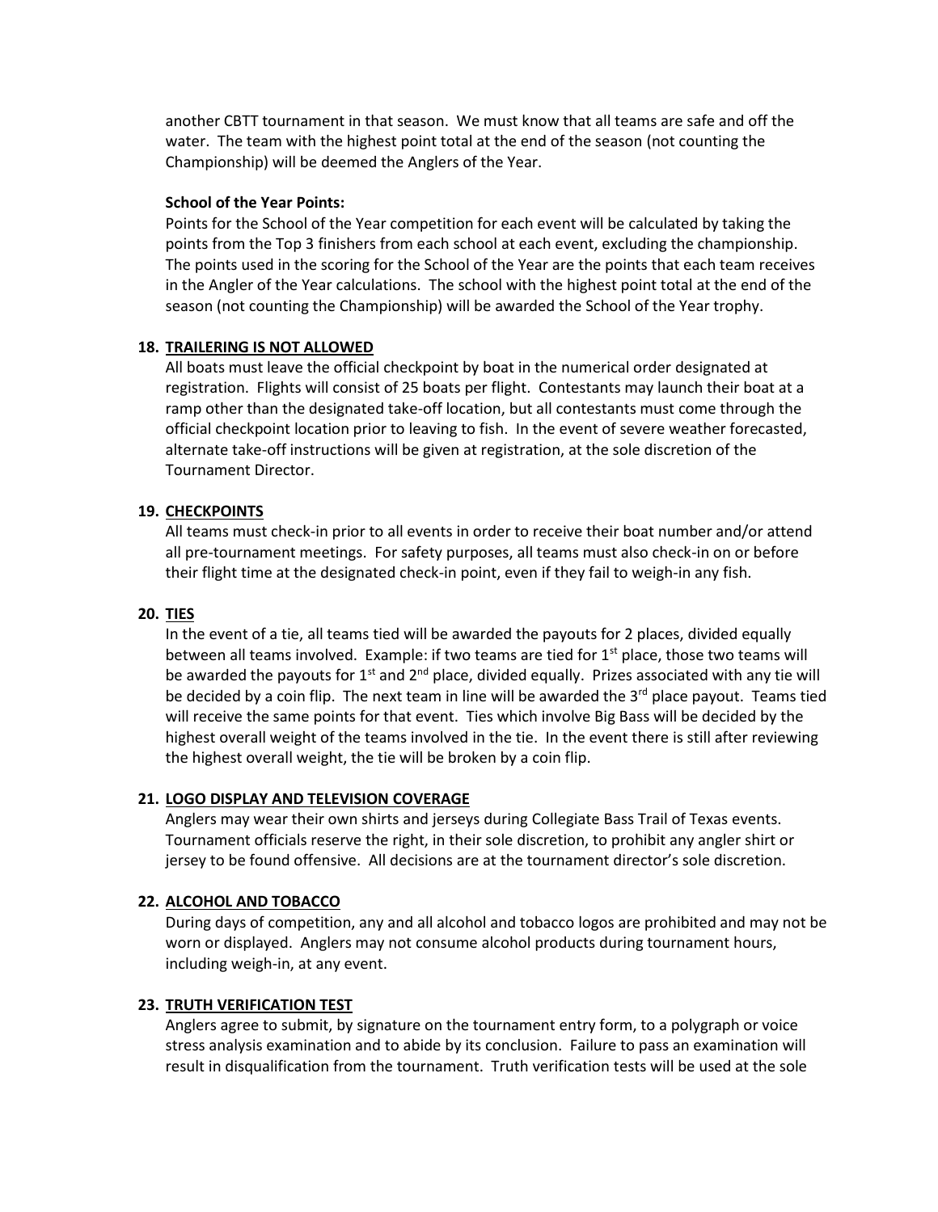another CBTT tournament in that season. We must know that all teams are safe and off the water. The team with the highest point total at the end of the season (not counting the Championship) will be deemed the Anglers of the Year.

**School of the Year Points:**

Points for the School of the Year competition for each event will be calculated by taking the points from the Top 3 finishers from each school at each event, excluding the championship. The points used in the scoring for the School of the Year are the points that each team receives in the Angler of the Year calculations. The school with the highest point total at the end of the season (not counting the Championship) will be awarded the School of the Year trophy.

**18. TRAILERING IS NOT ALLOWED**

All boats must leave the official checkpoint by boat in the numerical order designated at registration. Flights will consist of 25 boats per flight. Contestants may launch their boat at a ramp other than the designated take-off location, but all contestants must come through the official checkpoint location prior to leaving to fish. In the event of severe weather forecasted, alternate take-off instructions will be given at registration, at the sole discretion of the Tournament Director.

**19. CHECKPOINTS**

All teams must check-in prior to all events in order to receive their boat number and/or attend all pre-tournament meetings. For safety purposes, all teams must also check-in on or before their flight time at the designated check-in point, even if they fail to weigh-in any fish.

**20. TIES**

In the event of a tie, all teams tied will be awarded the payouts for 2 places, divided equally between all teams involved. Example: if two teams are tied for 1st place, those two teams will be awarded the payouts for 1st and 2nd place, divided equally. Prizes associated with any tie will be decided by a coin flip. The next team in line will be awarded the 3rd place payout. Teams tied will receive the same points for that event. Ties which involve Big Bass will be decided by the highest overall weight of the teams involved in the tie. In the event there is still after reviewing the highest overall weight, the tie will be broken by a coin flip.

**21. LOGO DISPLAY AND TELEVISION COVERAGE**

Anglers may wear their own shirts and jerseys during Collegiate Bass Trail of Texas events. Tournament officials reserve the right, in their sole discretion, to prohibit any angler shirt or jersey to be found offensive. All decisions are at the tournament director's sole discretion.

**22. ALCOHOL AND TOBACCO**

During days of competition, any and all alcohol and tobacco logos are prohibited and may not be worn or displayed. Anglers may not consume alcohol products during tournament hours, including weigh-in, at any event.

**23. TRUTH VERIFICATION TEST**

Anglers agree to submit, by signature on the tournament entry form, to a polygraph or voice stress analysis examination and to abide by its conclusion. Failure to pass an examination will result in disqualification from the tournament. Truth verification tests will be used at the sole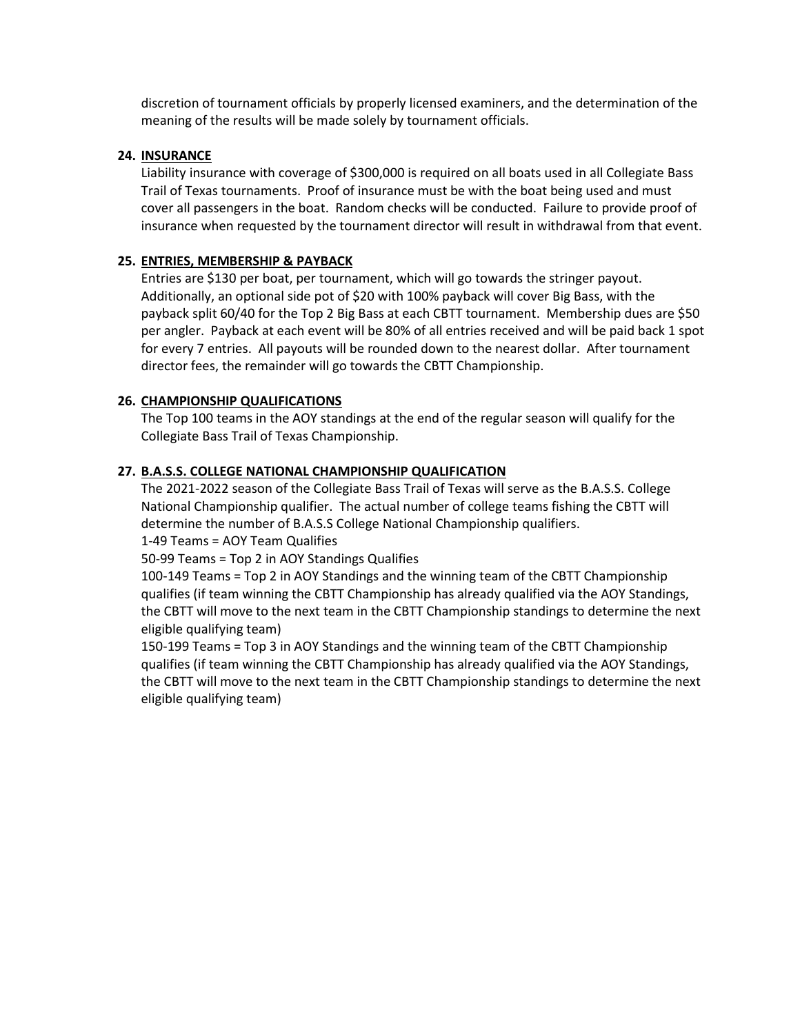discretion of tournament officials by properly licensed examiners, and the determination of the meaning of the results will be made solely by tournament officials.

**24. INSURANCE**

Liability insurance with coverage of $300,000 is required on all boats used in all Collegiate Bass Trail of Texas tournaments. Proof of insurance must be with the boat being used and must cover all passengers in the boat. Random checks will be conducted. Failure to provide proof of insurance when requested by the tournament director will result in withdrawal from that event.

**25. ENTRIES, MEMBERSHIP & PAYBACK**

Entries are $130 per boat, per tournament, which will go towards the stringer payout. Additionally, an optional side pot of $20 with 100% payback will cover Big Bass, with the payback split 60/40 for the Top 2 Big Bass at each CBTT tournament. Membership dues are $50 per angler. Payback at each event will be 80% of all entries received and will be paid back 1 spot for every 7 entries. All payouts will be rounded down to the nearest dollar. After tournament director fees, the remainder will go towards the CBTT Championship.

**26. CHAMPIONSHIP QUALIFICATIONS**

The Top 100 teams in the AOY standings at the end of the regular season will qualify for the Collegiate Bass Trail of Texas Championship.

**27. B.A.S.S. COLLEGE NATIONAL CHAMPIONSHIP QUALIFICATION**

The 2021-2022 season of the Collegiate Bass Trail of Texas will serve as the B.A.S.S. College National Championship qualifier. The actual number of college teams fishing the CBTT will determine the number of B.A.S.S College National Championship qualifiers.

1-49 Teams = AOY Team Qualifies

50-99 Teams = Top 2 in AOY Standings Qualifies

100-149 Teams = Top 2 in AOY Standings and the winning team of the CBTT Championship qualifies (if team winning the CBTT Championship has already qualified via the AOY Standings, the CBTT will move to the next team in the CBTT Championship standings to determine the next eligible qualifying team)

150-199 Teams = Top 3 in AOY Standings and the winning team of the CBTT Championship qualifies (if team winning the CBTT Championship has already qualified via the AOY Standings, the CBTT will move to the next team in the CBTT Championship standings to determine the next eligible qualifying team)